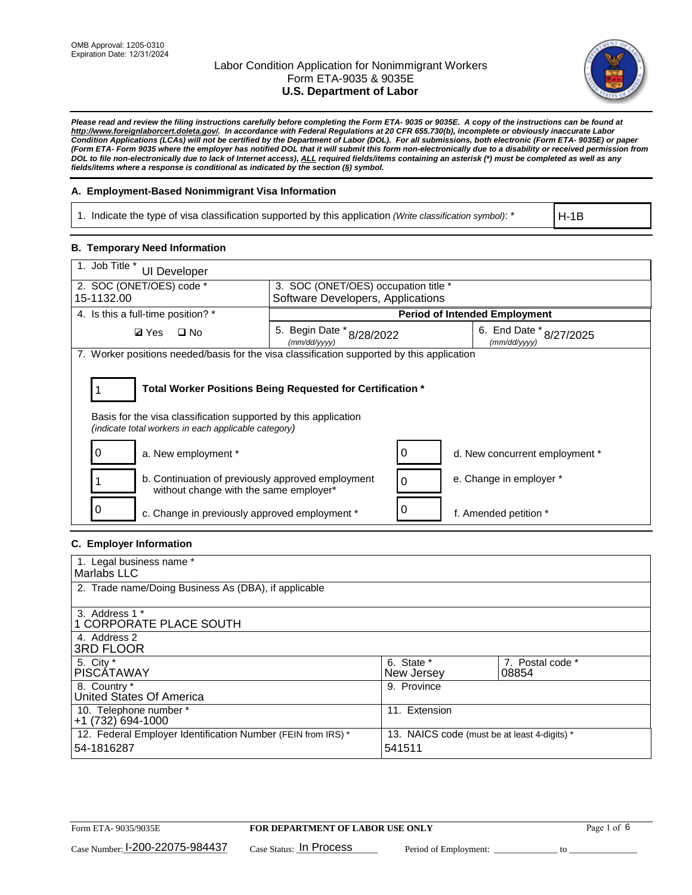OMB Approval: 1205-0310
Expiration Date: 12/31/2024

# Labor Condition Application for Nonimmigrant Workers
## Form ETA-9035 & 9035E
## U.S. Department of Labor

***Please read and review the filing instructions carefully before completing the Form ETA- 9035 or 9035E. A copy of the instructions can be found at http://www.foreignlaborcert.doleta.gov/. In accordance with Federal Regulations at 20 CFR 655.730(b), incomplete or obviously inaccurate Labor Condition Applications (LCAs) will not be certified by the Department of Labor (DOL). For all submissions, both electronic (Form ETA- 9035E) or paper (Form ETA- Form 9035 where the employer has notified DOL that it will submit this form non-electronically due to a disability or received permission from DOL to file non-electronically due to lack of Internet access), ALL required fields/items containing an asterisk (*) must be completed as well as any fields/items where a response is conditional as indicated by the section (§) symbol.***

### A. Employment-Based Nonimmigrant Visa Information

| 1. Indicate the type of visa classification supported by this application *(Write classification symbol)*: * | H-1B |
|---|---|

### B. Temporary Need Information

| 1. Job Title * UI Developer | | |
|---|---|---|
| 2. SOC (ONET/OES) code * 15-1132.00 | 3. SOC (ONET/OES) occupation title * Software Developers, Applications | |
| 4. Is this a full-time position? * | Period of Intended Employment | |
| ☑ Yes ☐ No | 5. Begin Date * (mm/dd/yyyy) 8/28/2022 | 6. End Date * (mm/dd/yyyy) 8/27/2025 |

7. Worker positions needed/basis for the visa classification supported by this application

**1** — **Total Worker Positions Being Requested for Certification ***

Basis for the visa classification supported by this application
*(indicate total workers in each applicable category)*

| Count | Category | Count | Category |
|---|---|---|---|
| 0 | a. New employment * | 0 | d. New concurrent employment * |
| 1 | b. Continuation of previously approved employment without change with the same employer* | 0 | e. Change in employer * |
| 0 | c. Change in previously approved employment * | 0 | f. Amended petition * |

### C. Employer Information

| 1. Legal business name * Marlabs LLC | | |
|---|---|---|
| 2. Trade name/Doing Business As (DBA), if applicable | | |
| 3. Address 1 * 1 CORPORATE PLACE SOUTH | | |
| 4. Address 2 3RD FLOOR | | |
| 5. City * PISCATAWAY | 6. State * New Jersey | 7. Postal code * 08854 |
| 8. Country * United States Of America | 9. Province | |
| 10. Telephone number * +1 (732) 694-1000 | 11. Extension | |
| 12. Federal Employer Identification Number (FEIN from IRS) * 54-1816287 | 13. NAICS code (must be at least 4-digits) * 541511 | |

Form ETA- 9035/9035E — FOR DEPARTMENT OF LABOR USE ONLY

Case Number: I-200-22075-984437 Case Status: In Process Period of Employment: _____________ to _____________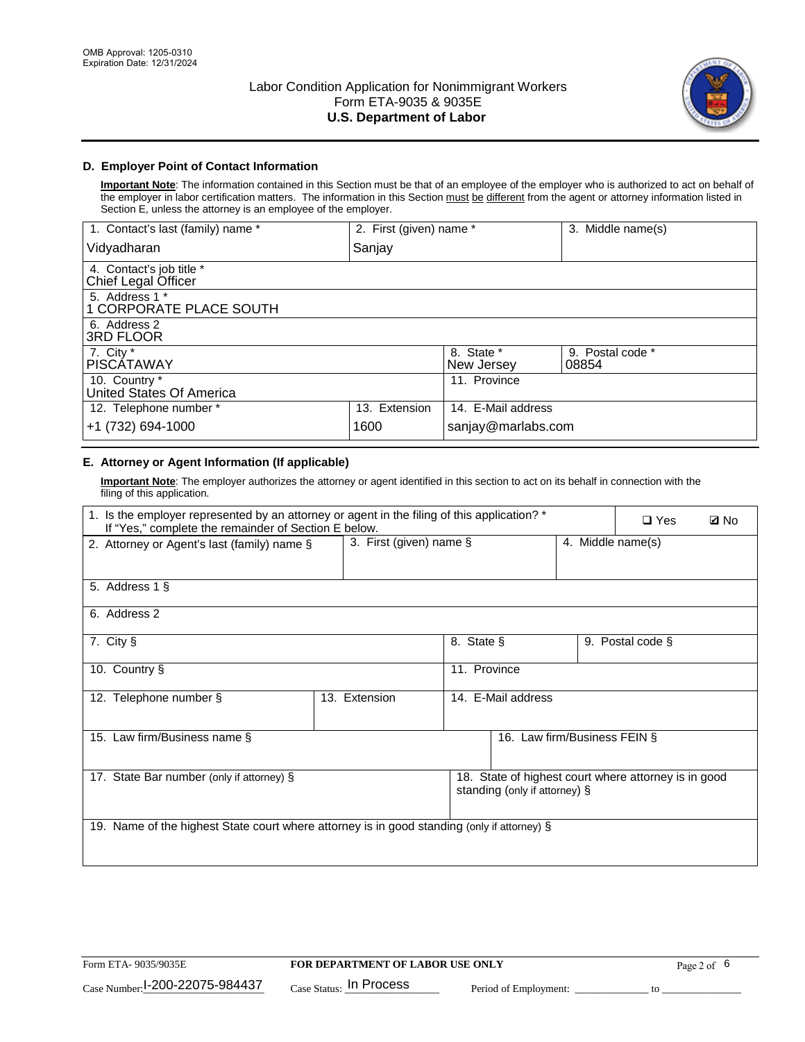## D. Employer Point of Contact Information

**Important Note**: The information contained in this Section must be that of an employee of the employer who is authorized to act on behalf of the employer in labor certification matters. The information in this Section must be different from the agent or attorney information listed in Section E, unless the attorney is an employee of the employer.

| 1. Contact's last (family) name * | 2. First (given) name * | 3. Middle name(s) |
|---|---|---|
| Vidyadharan | Sanjay | |

| 4. Contact's job title * |
|---|
| Chief Legal Officer |

| 5. Address 1 * |
|---|
| 1 CORPORATE PLACE SOUTH |

| 6. Address 2 |
|---|
| 3RD FLOOR |

| 7. City * | 8. State * | 9. Postal code * |
|---|---|---|
| PISCATAWAY | New Jersey | 08854 |

| 10. Country * | 11. Province |
|---|---|
| United States Of America | |

| 12. Telephone number * | 13. Extension | 14. E-Mail address |
|---|---|---|
| +1 (732) 694-1000 | 1600 | sanjay@marlabs.com |

## E. Attorney or Agent Information (If applicable)

**Important Note**: The employer authorizes the attorney or agent identified in this section to act on its behalf in connection with the filing of this application.

| 1. Is the employer represented by an attorney or agent in the filing of this application? * If "Yes," complete the remainder of Section E below. | ❑ Yes | ☑ No |
|---|---|---|

| 2. Attorney or Agent's last (family) name § | 3. First (given) name § | 4. Middle name(s) |
|---|---|---|
| | | |

| 5. Address 1 § |
|---|
| |

| 6. Address 2 |
|---|
| |

| 7. City § | 8. State § | 9. Postal code § |
|---|---|---|
| | | |

| 10. Country § | 11. Province |
|---|---|
| | |

| 12. Telephone number § | 13. Extension | 14. E-Mail address |
|---|---|---|
| | | |

| 15. Law firm/Business name § | 16. Law firm/Business FEIN § |
|---|---|
| | |

| 17. State Bar number (only if attorney) § | 18. State of highest court where attorney is in good standing (only if attorney) § |
|---|---|
| | |

| 19. Name of the highest State court where attorney is in good standing (only if attorney) § |
|---|
| |

Form ETA- 9035/9035E | **FOR DEPARTMENT OF LABOR USE ONLY**

Case Number: I-200-22075-984437 Case Status: In Process Period of Employment: _____________ to _______________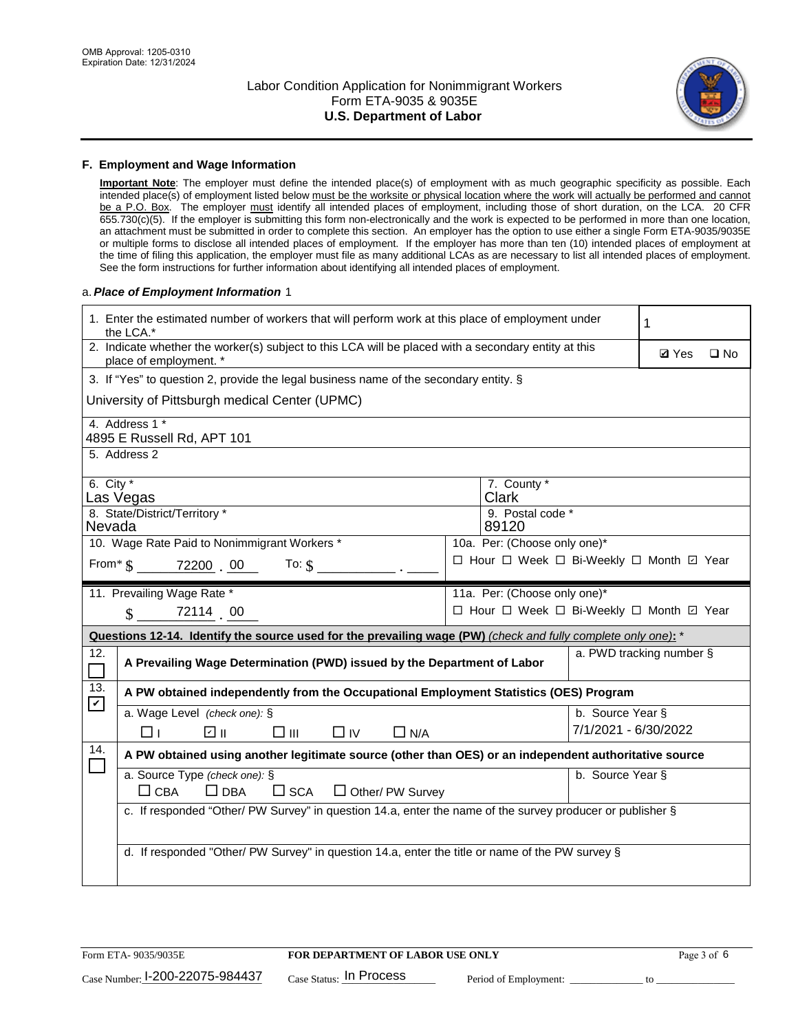## F. Employment and Wage Information

**Important Note**: The employer must define the intended place(s) of employment with as much geographic specificity as possible. Each intended place(s) of employment listed below must be the worksite or physical location where the work will actually be performed and cannot be a P.O. Box. The employer must identify all intended places of employment, including those of short duration, on the LCA. 20 CFR 655.730(c)(5). If the employer is submitting this form non-electronically and the work is expected to be performed in more than one location, an attachment must be submitted in order to complete this section. An employer has the option to use either a single Form ETA-9035/9035E or multiple forms to disclose all intended places of employment. If the employer has more than ten (10) intended places of employment at the time of filing this application, the employer must file as many additional LCAs as are necessary to list all intended places of employment. See the form instructions for further information about identifying all intended places of employment.

a. *Place of Employment Information* 1

| | |
|---|---|
| 1. Enter the estimated number of workers that will perform work at this place of employment under the LCA.* | 1 |
| 2. Indicate whether the worker(s) subject to this LCA will be placed with a secondary entity at this place of employment. * | ☑ Yes ☐ No |
| 3. If "Yes" to question 2, provide the legal business name of the secondary entity. § University of Pittsburgh medical Center (UPMC) | |
| 4. Address 1 * 4895 E Russell Rd, APT 101 | |
| 5. Address 2 | |
| 6. City * Las Vegas | 7. County * Clark |
| 8. State/District/Territory * Nevada | 9. Postal code * 89120 |
| 10. Wage Rate Paid to Nonimmigrant Workers * From* $ 72200 . 00 To: $ ______ . ____ | 10a. Per: (Choose only one)* ☐ Hour ☐ Week ☐ Bi-Weekly ☐ Month ☑ Year |
| 11. Prevailing Wage Rate * $ 72114 . 00 | 11a. Per: (Choose only one)* ☐ Hour ☐ Week ☐ Bi-Weekly ☐ Month ☑ Year |

**Questions 12-14. Identify the source used for the prevailing wage (PW)** *(check and fully complete only one)*: *

| | | |
|---|---|---|
| 12. ☐ | **A Prevailing Wage Determination (PWD) issued by the Department of Labor** | a. PWD tracking number § |
| 13. ☑ | **A PW obtained independently from the Occupational Employment Statistics (OES) Program** | |
| | a. Wage Level *(check one):* § ☐ I ☑ II ☐ III ☐ IV ☐ N/A | b. Source Year § 7/1/2021 - 6/30/2022 |
| 14. ☐ | **A PW obtained using another legitimate source (other than OES) or an independent authoritative source** | |
| | a. Source Type *(check one):* § ☐ CBA ☐ DBA ☐ SCA ☐ Other/ PW Survey | b. Source Year § |
| | c. If responded "Other/ PW Survey" in question 14.a, enter the name of the survey producer or publisher § | |
| | d. If responded "Other/ PW Survey" in question 14.a, enter the title or name of the PW survey § | |

Form ETA- 9035/9035E | **FOR DEPARTMENT OF LABOR USE ONLY**

Case Number: I-200-22075-984437 Case Status: In Process Period of Employment: ____________ to ____________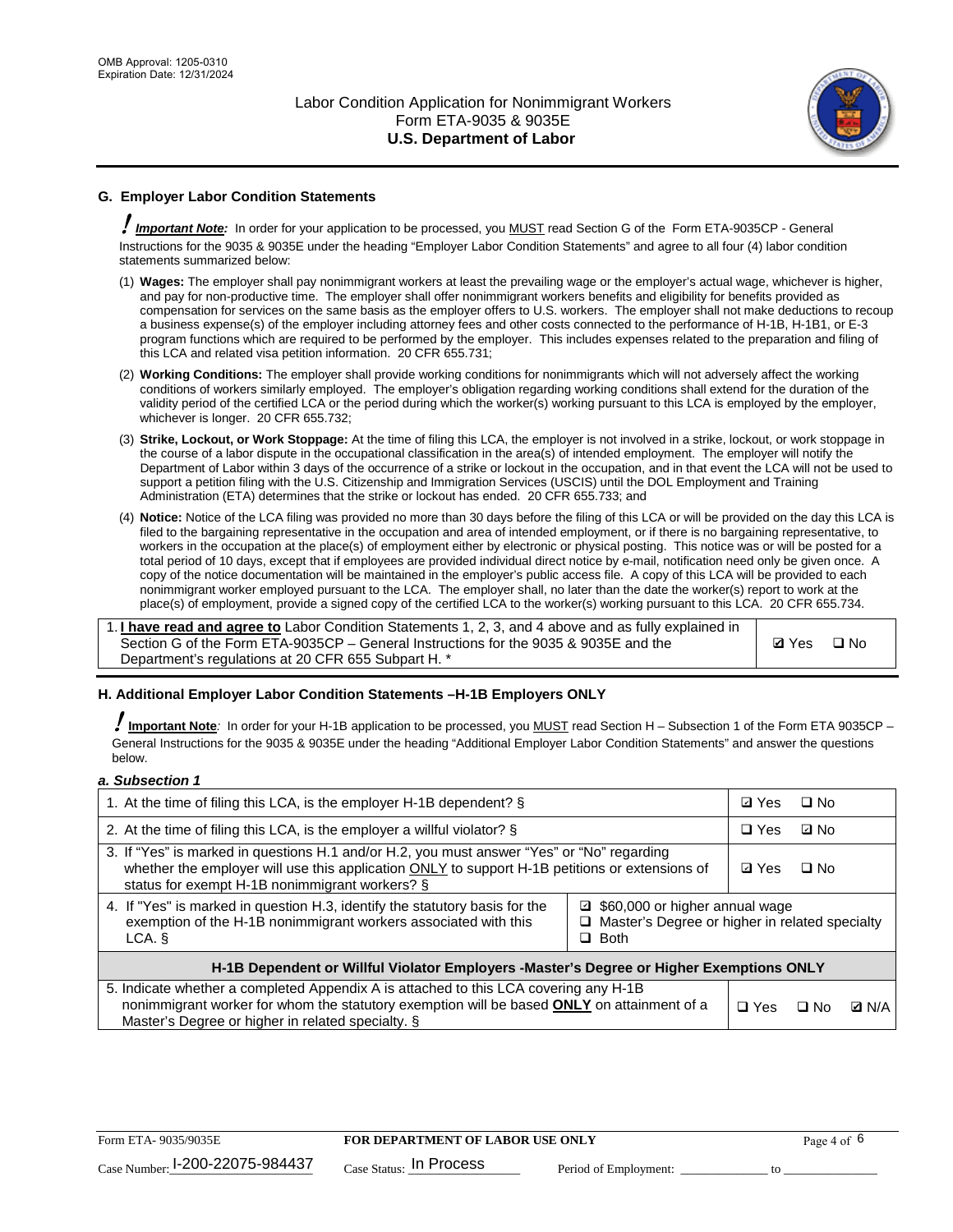OMB Approval: 1205-0310
Expiration Date: 12/31/2024

# Labor Condition Application for Nonimmigrant Workers
Form ETA-9035 & 9035E
**U.S. Department of Labor**

## G. Employer Labor Condition Statements

! ***Important Note:*** In order for your application to be processed, you MUST read Section G of the Form ETA-9035CP - General Instructions for the 9035 & 9035E under the heading "Employer Labor Condition Statements" and agree to all four (4) labor condition statements summarized below:

(1) **Wages:** The employer shall pay nonimmigrant workers at least the prevailing wage or the employer's actual wage, whichever is higher, and pay for non-productive time. The employer shall offer nonimmigrant workers benefits and eligibility for benefits provided as compensation for services on the same basis as the employer offers to U.S. workers. The employer shall not make deductions to recoup a business expense(s) of the employer including attorney fees and other costs connected to the performance of H-1B, H-1B1, or E-3 program functions which are required to be performed by the employer. This includes expenses related to the preparation and filing of this LCA and related visa petition information. 20 CFR 655.731;

(2) **Working Conditions:** The employer shall provide working conditions for nonimmigrants which will not adversely affect the working conditions of workers similarly employed. The employer's obligation regarding working conditions shall extend for the duration of the validity period of the certified LCA or the period during which the worker(s) working pursuant to this LCA is employed by the employer, whichever is longer. 20 CFR 655.732;

(3) **Strike, Lockout, or Work Stoppage:** At the time of filing this LCA, the employer is not involved in a strike, lockout, or work stoppage in the course of a labor dispute in the occupational classification in the area(s) of intended employment. The employer will notify the Department of Labor within 3 days of the occurrence of a strike or lockout in the occupation, and in that event the LCA will not be used to support a petition filing with the U.S. Citizenship and Immigration Services (USCIS) until the DOL Employment and Training Administration (ETA) determines that the strike or lockout has ended. 20 CFR 655.733; and

(4) **Notice:** Notice of the LCA filing was provided no more than 30 days before the filing of this LCA or will be provided on the day this LCA is filed to the bargaining representative in the occupation and area of intended employment, or if there is no bargaining representative, to workers in the occupation at the place(s) of employment either by electronic or physical posting. This notice was or will be posted for a total period of 10 days, except that if employees are provided individual direct notice by e-mail, notification need only be given once. A copy of the notice documentation will be maintained in the employer's public access file. A copy of this LCA will be provided to each nonimmigrant worker employed pursuant to the LCA. The employer shall, no later than the date the worker(s) report to work at the place(s) of employment, provide a signed copy of the certified LCA to the worker(s) working pursuant to this LCA. 20 CFR 655.734.

| | |
|---|---|
| 1. **I have read and agree to** Labor Condition Statements 1, 2, 3, and 4 above and as fully explained in Section G of the Form ETA-9035CP – General Instructions for the 9035 & 9035E and the Department's regulations at 20 CFR 655 Subpart H. * | ☑ Yes ☐ No |

## H. Additional Employer Labor Condition Statements –H-1B Employers ONLY

! **Important Note**: In order for your H-1B application to be processed, you MUST read Section H – Subsection 1 of the Form ETA 9035CP – General Instructions for the 9035 & 9035E under the heading "Additional Employer Labor Condition Statements" and answer the questions below.

***a. Subsection 1***

| | | |
|---|---|---|
| 1. At the time of filing this LCA, is the employer H-1B dependent? § | | ☑ Yes ☐ No |
| 2. At the time of filing this LCA, is the employer a willful violator? § | | ☐ Yes ☑ No |
| 3. If "Yes" is marked in questions H.1 and/or H.2, you must answer "Yes" or "No" regarding whether the employer will use this application ONLY to support H-1B petitions or extensions of status for exempt H-1B nonimmigrant workers? § | | ☑ Yes ☐ No |
| 4. If "Yes" is marked in question H.3, identify the statutory basis for the exemption of the H-1B nonimmigrant workers associated with this LCA. § | ☑ $60,000 or higher annual wage<br>☐ Master's Degree or higher in related specialty<br>☐ Both | |
| **H-1B Dependent or Willful Violator Employers -Master's Degree or Higher Exemptions ONLY** | | |
| 5. Indicate whether a completed Appendix A is attached to this LCA covering any H-1B nonimmigrant worker for whom the statutory exemption will be based **ONLY** on attainment of a Master's Degree or higher in related specialty. § | | ☐ Yes ☐ No ☑ N/A |

Form ETA- 9035/9035E | **FOR DEPARTMENT OF LABOR USE ONLY**

Case Number: I-200-22075-984437 Case Status: In Process Period of Employment: _____________ to _____________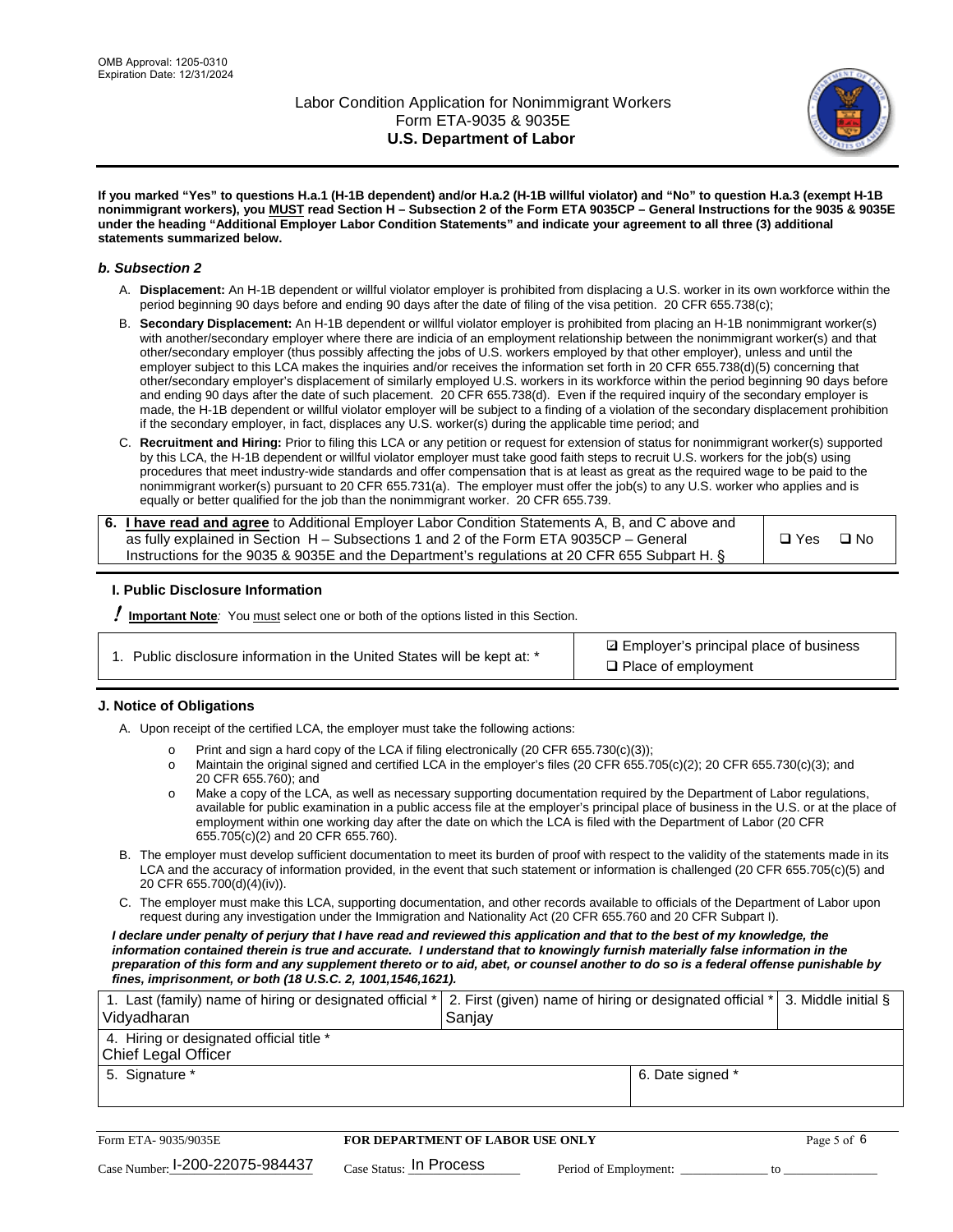**If you marked "Yes" to questions H.a.1 (H-1B dependent) and/or H.a.2 (H-1B willful violator) and "No" to question H.a.3 (exempt H-1B nonimmigrant workers), you MUST read Section H – Subsection 2 of the Form ETA 9035CP – General Instructions for the 9035 & 9035E under the heading "Additional Employer Labor Condition Statements" and indicate your agreement to all three (3) additional statements summarized below.**

### *b. Subsection 2*

A. **Displacement:** An H-1B dependent or willful violator employer is prohibited from displacing a U.S. worker in its own workforce within the period beginning 90 days before and ending 90 days after the date of filing of the visa petition. 20 CFR 655.738(c);

B. **Secondary Displacement:** An H-1B dependent or willful violator employer is prohibited from placing an H-1B nonimmigrant worker(s) with another/secondary employer where there are indicia of an employment relationship between the nonimmigrant worker(s) and that other/secondary employer (thus possibly affecting the jobs of U.S. workers employed by that other employer), unless and until the employer subject to this LCA makes the inquiries and/or receives the information set forth in 20 CFR 655.738(d)(5) concerning that other/secondary employer's displacement of similarly employed U.S. workers in its workforce within the period beginning 90 days before and ending 90 days after the date of such placement. 20 CFR 655.738(d). Even if the required inquiry of the secondary employer is made, the H-1B dependent or willful violator employer will be subject to a finding of a violation of the secondary displacement prohibition if the secondary employer, in fact, displaces any U.S. worker(s) during the applicable time period; and

C. **Recruitment and Hiring:** Prior to filing this LCA or any petition or request for extension of status for nonimmigrant worker(s) supported by this LCA, the H-1B dependent or willful violator employer must take good faith steps to recruit U.S. workers for the job(s) using procedures that meet industry-wide standards and offer compensation that is at least as great as the required wage to be paid to the nonimmigrant worker(s) pursuant to 20 CFR 655.731(a). The employer must offer the job(s) to any U.S. worker who applies and is equally or better qualified for the job than the nonimmigrant worker. 20 CFR 655.739.

| 6. **I have read and agree** to Additional Employer Labor Condition Statements A, B, and C above and as fully explained in Section H – Subsections 1 and 2 of the Form ETA 9035CP – General Instructions for the 9035 & 9035E and the Department's regulations at 20 CFR 655 Subpart H. § | ❑ Yes ❑ No |
|---|---|

## I. Public Disclosure Information

**! Important Note**: You must select one or both of the options listed in this Section.

| 1. Public disclosure information in the United States will be kept at: * | ☑ Employer's principal place of business<br>❑ Place of employment |
|---|---|

## J. Notice of Obligations

A. Upon receipt of the certified LCA, the employer must take the following actions:

- o Print and sign a hard copy of the LCA if filing electronically (20 CFR 655.730(c)(3));
- o Maintain the original signed and certified LCA in the employer's files (20 CFR 655.705(c)(2); 20 CFR 655.730(c)(3); and 20 CFR 655.760); and
- o Make a copy of the LCA, as well as necessary supporting documentation required by the Department of Labor regulations, available for public examination in a public access file at the employer's principal place of business in the U.S. or at the place of employment within one working day after the date on which the LCA is filed with the Department of Labor (20 CFR 655.705(c)(2) and 20 CFR 655.760).

B. The employer must develop sufficient documentation to meet its burden of proof with respect to the validity of the statements made in its LCA and the accuracy of information provided, in the event that such statement or information is challenged (20 CFR 655.705(c)(5) and 20 CFR 655.700(d)(4)(iv)).

C. The employer must make this LCA, supporting documentation, and other records available to officials of the Department of Labor upon request during any investigation under the Immigration and Nationality Act (20 CFR 655.760 and 20 CFR Subpart I).

***I declare under penalty of perjury that I have read and reviewed this application and that to the best of my knowledge, the information contained therein is true and accurate. I understand that to knowingly furnish materially false information in the preparation of this form and any supplement thereto or to aid, abet, or counsel another to do so is a federal offense punishable by fines, imprisonment, or both (18 U.S.C. 2, 1001,1546,1621).***

| 1. Last (family) name of hiring or designated official *<br>Vidyadharan | 2. First (given) name of hiring or designated official *<br>Sanjay | 3. Middle initial § |
|---|---|---|
| 4. Hiring or designated official title *<br>Chief Legal Officer | | |
| 5. Signature * | 6. Date signed * | |

| Form ETA- 9035/9035E | FOR DEPARTMENT OF LABOR USE ONLY | |
|---|---|---|
| Case Number: I-200-22075-984437 | Case Status: In Process | Period of Employment: _____________ to _____________ |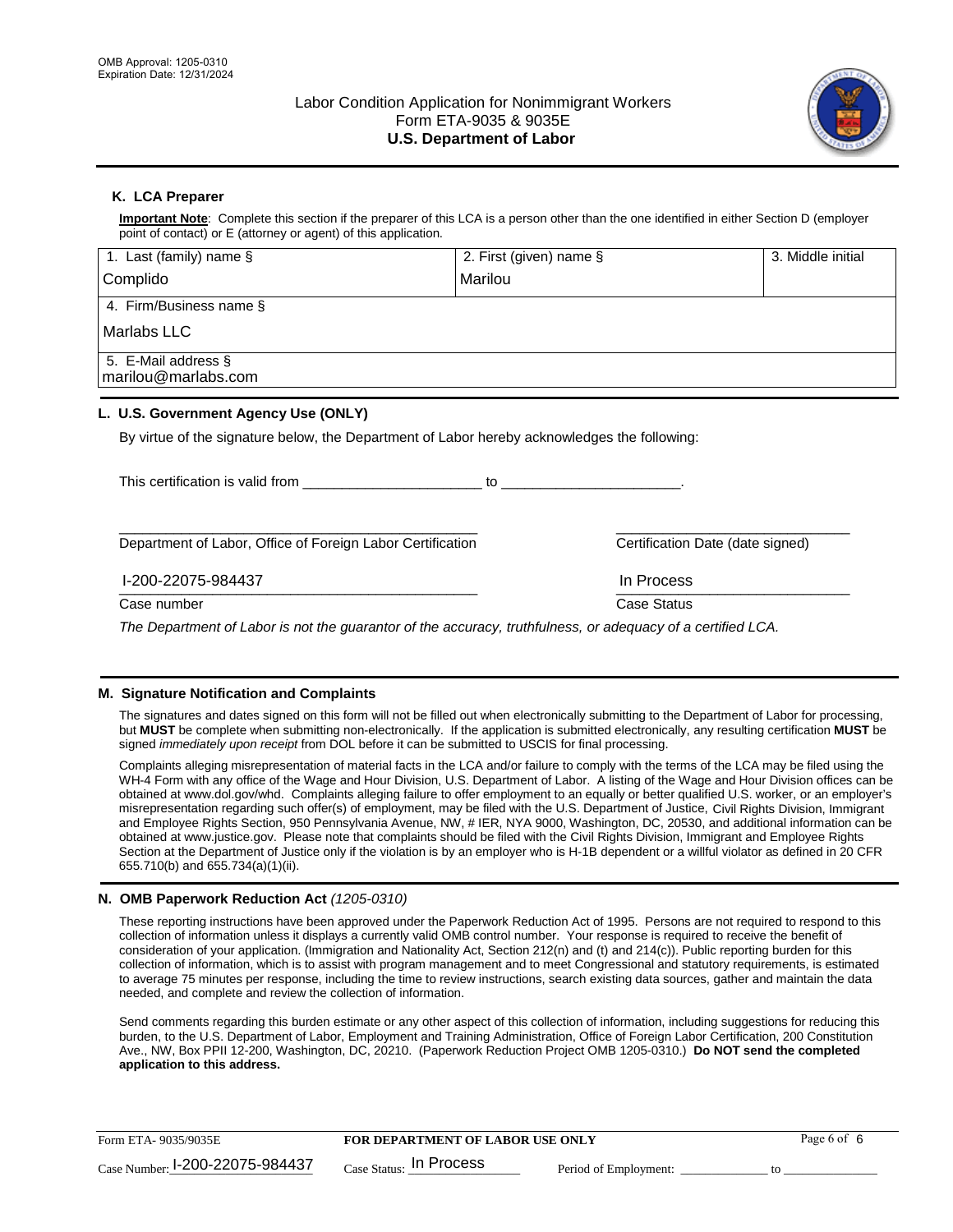OMB Approval: 1205-0310
Expiration Date: 12/31/2024

Labor Condition Application for Nonimmigrant Workers
Form ETA-9035 & 9035E
**U.S. Department of Labor**

## K. LCA Preparer

**Important Note**: Complete this section if the preparer of this LCA is a person other than the one identified in either Section D (employer point of contact) or E (attorney or agent) of this application.

| 1. Last (family) name § | 2. First (given) name § | 3. Middle initial |
|---|---|---|
| Complido | Marilou | |

4. Firm/Business name §
Marlabs LLC

5. E-Mail address §
marilou@marlabs.com

## L. U.S. Government Agency Use (ONLY)

By virtue of the signature below, the Department of Labor hereby acknowledges the following:

This certification is valid from ______________________ to ______________________.

Department of Labor, Office of Foreign Labor Certification

Certification Date (date signed)

I-200-22075-984437
Case number

In Process
Case Status

*The Department of Labor is not the guarantor of the accuracy, truthfulness, or adequacy of a certified LCA.*

## M. Signature Notification and Complaints

The signatures and dates signed on this form will not be filled out when electronically submitting to the Department of Labor for processing, but **MUST** be complete when submitting non-electronically. If the application is submitted electronically, any resulting certification **MUST** be signed *immediately upon receipt* from DOL before it can be submitted to USCIS for final processing.

Complaints alleging misrepresentation of material facts in the LCA and/or failure to comply with the terms of the LCA may be filed using the WH-4 Form with any office of the Wage and Hour Division, U.S. Department of Labor. A listing of the Wage and Hour Division offices can be obtained at www.dol.gov/whd. Complaints alleging failure to offer employment to an equally or better qualified U.S. worker, or an employer's misrepresentation regarding such offer(s) of employment, may be filed with the U.S. Department of Justice, Civil Rights Division, Immigrant and Employee Rights Section, 950 Pennsylvania Avenue, NW, # IER, NYA 9000, Washington, DC, 20530, and additional information can be obtained at www.justice.gov. Please note that complaints should be filed with the Civil Rights Division, Immigrant and Employee Rights Section at the Department of Justice only if the violation is by an employer who is H-1B dependent or a willful violator as defined in 20 CFR 655.710(b) and 655.734(a)(1)(ii).

## N. OMB Paperwork Reduction Act *(1205-0310)*

These reporting instructions have been approved under the Paperwork Reduction Act of 1995. Persons are not required to respond to this collection of information unless it displays a currently valid OMB control number. Your response is required to receive the benefit of consideration of your application. (Immigration and Nationality Act, Section 212(n) and (t) and 214(c)). Public reporting burden for this collection of information, which is to assist with program management and to meet Congressional and statutory requirements, is estimated to average 75 minutes per response, including the time to review instructions, search existing data sources, gather and maintain the data needed, and complete and review the collection of information.

Send comments regarding this burden estimate or any other aspect of this collection of information, including suggestions for reducing this burden, to the U.S. Department of Labor, Employment and Training Administration, Office of Foreign Labor Certification, 200 Constitution Ave., NW, Box PPII 12-200, Washington, DC, 20210. (Paperwork Reduction Project OMB 1205-0310.) **Do NOT send the completed application to this address.**

Form ETA- 9035/9035E — **FOR DEPARTMENT OF LABOR USE ONLY**

Case Number: I-200-22075-984437 Case Status: In Process Period of Employment: ______________ to ______________